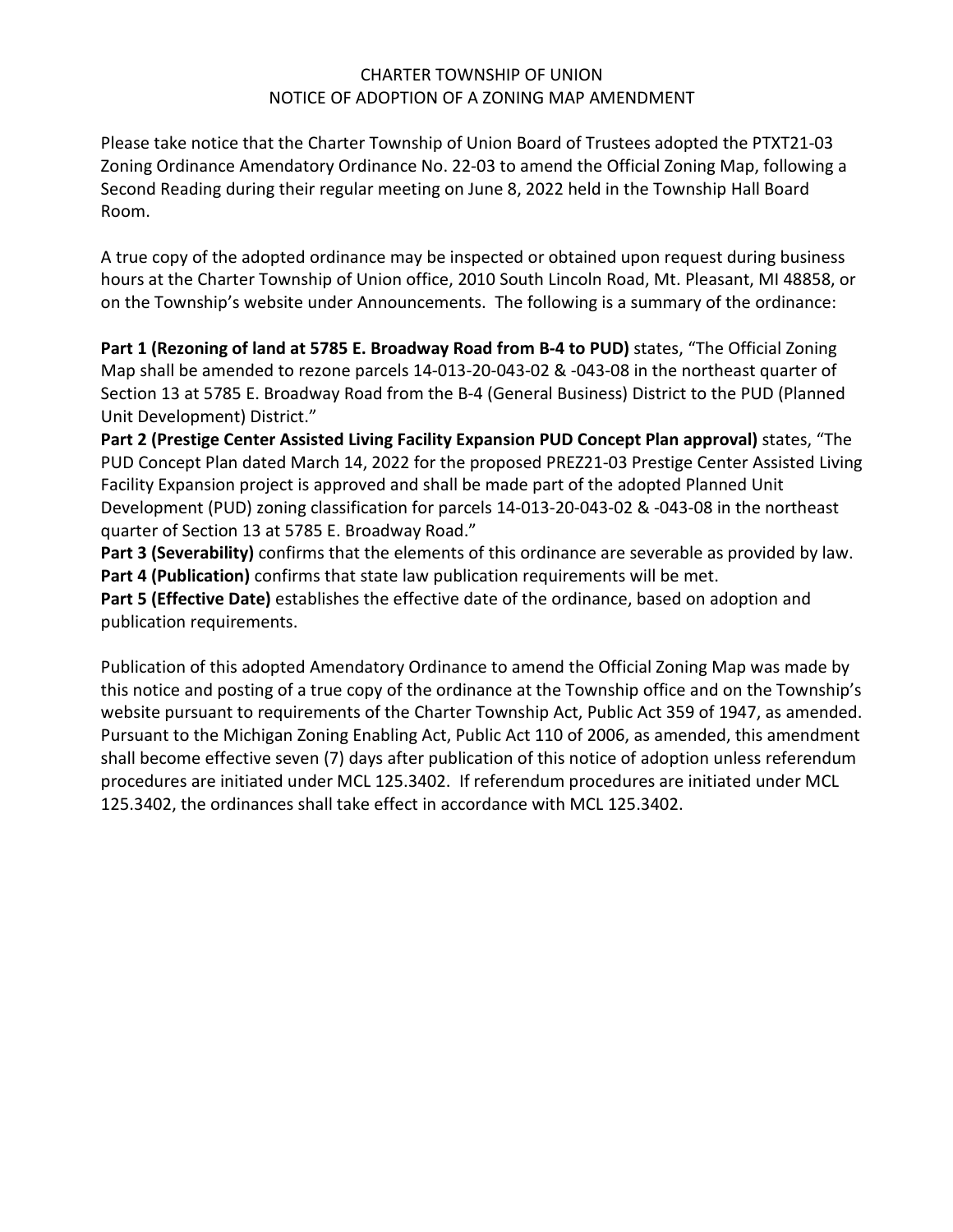# CHARTER TOWNSHIP OF UNION
## NOTICE OF ADOPTION OF A ZONING MAP AMENDMENT

Please take notice that the Charter Township of Union Board of Trustees adopted the PTXT21-03 Zoning Ordinance Amendatory Ordinance No. 22-03 to amend the Official Zoning Map, following a Second Reading during their regular meeting on June 8, 2022 held in the Township Hall Board Room.

A true copy of the adopted ordinance may be inspected or obtained upon request during business hours at the Charter Township of Union office, 2010 South Lincoln Road, Mt. Pleasant, MI 48858, or on the Township's website under Announcements. The following is a summary of the ordinance:

**Part 1 (Rezoning of land at 5785 E. Broadway Road from B-4 to PUD)** states, "The Official Zoning Map shall be amended to rezone parcels 14-013-20-043-02 & -043-08 in the northeast quarter of Section 13 at 5785 E. Broadway Road from the B-4 (General Business) District to the PUD (Planned Unit Development) District."

**Part 2 (Prestige Center Assisted Living Facility Expansion PUD Concept Plan approval)** states, "The PUD Concept Plan dated March 14, 2022 for the proposed PREZ21-03 Prestige Center Assisted Living Facility Expansion project is approved and shall be made part of the adopted Planned Unit Development (PUD) zoning classification for parcels 14-013-20-043-02 & -043-08 in the northeast quarter of Section 13 at 5785 E. Broadway Road."

**Part 3 (Severability)** confirms that the elements of this ordinance are severable as provided by law.

**Part 4 (Publication)** confirms that state law publication requirements will be met.

**Part 5 (Effective Date)** establishes the effective date of the ordinance, based on adoption and publication requirements.

Publication of this adopted Amendatory Ordinance to amend the Official Zoning Map was made by this notice and posting of a true copy of the ordinance at the Township office and on the Township's website pursuant to requirements of the Charter Township Act, Public Act 359 of 1947, as amended. Pursuant to the Michigan Zoning Enabling Act, Public Act 110 of 2006, as amended, this amendment shall become effective seven (7) days after publication of this notice of adoption unless referendum procedures are initiated under MCL 125.3402. If referendum procedures are initiated under MCL 125.3402, the ordinances shall take effect in accordance with MCL 125.3402.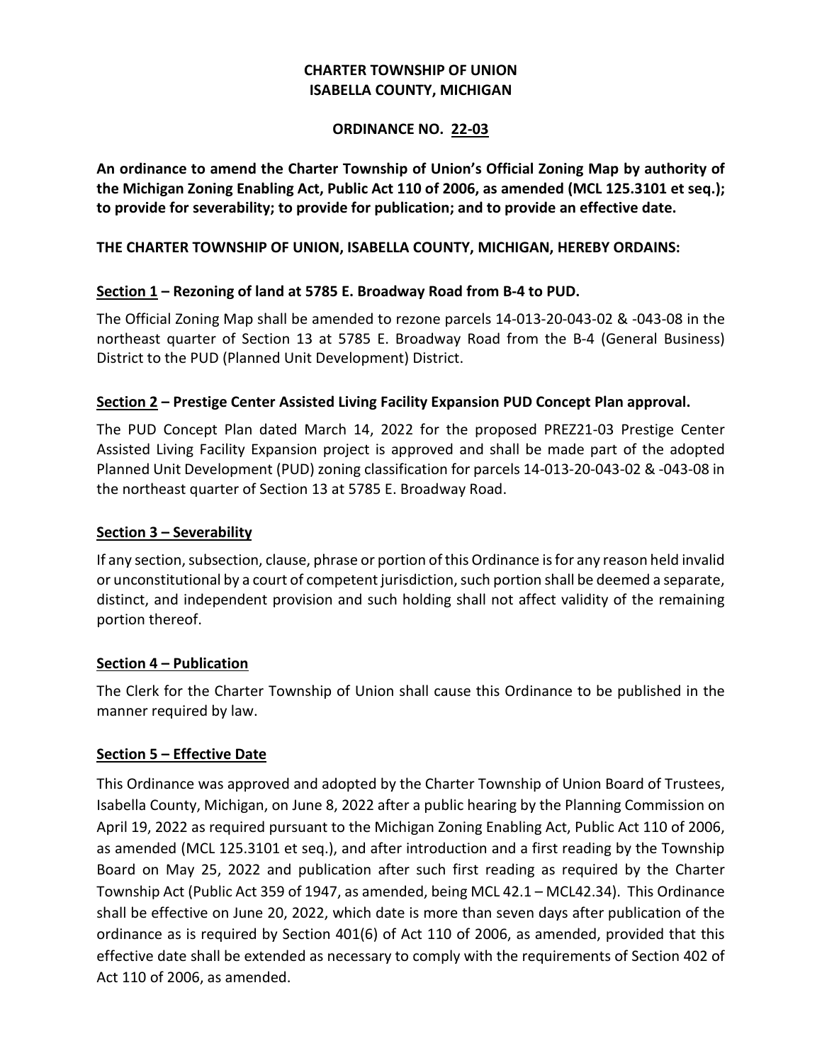**CHARTER TOWNSHIP OF UNION**
**ISABELLA COUNTY, MICHIGAN**

**ORDINANCE NO. 22-03**

**An ordinance to amend the Charter Township of Union's Official Zoning Map by authority of the Michigan Zoning Enabling Act, Public Act 110 of 2006, as amended (MCL 125.3101 et seq.); to provide for severability; to provide for publication; and to provide an effective date.**

**THE CHARTER TOWNSHIP OF UNION, ISABELLA COUNTY, MICHIGAN, HEREBY ORDAINS:**

**Section 1 – Rezoning of land at 5785 E. Broadway Road from B-4 to PUD.**

The Official Zoning Map shall be amended to rezone parcels 14-013-20-043-02 & -043-08 in the northeast quarter of Section 13 at 5785 E. Broadway Road from the B-4 (General Business) District to the PUD (Planned Unit Development) District.

**Section 2 – Prestige Center Assisted Living Facility Expansion PUD Concept Plan approval.**

The PUD Concept Plan dated March 14, 2022 for the proposed PREZ21-03 Prestige Center Assisted Living Facility Expansion project is approved and shall be made part of the adopted Planned Unit Development (PUD) zoning classification for parcels 14-013-20-043-02 & -043-08 in the northeast quarter of Section 13 at 5785 E. Broadway Road.

**Section 3 – Severability**

If any section, subsection, clause, phrase or portion of this Ordinance is for any reason held invalid or unconstitutional by a court of competent jurisdiction, such portion shall be deemed a separate, distinct, and independent provision and such holding shall not affect validity of the remaining portion thereof.

**Section 4 – Publication**

The Clerk for the Charter Township of Union shall cause this Ordinance to be published in the manner required by law.

**Section 5 – Effective Date**

This Ordinance was approved and adopted by the Charter Township of Union Board of Trustees, Isabella County, Michigan, on June 8, 2022 after a public hearing by the Planning Commission on April 19, 2022 as required pursuant to the Michigan Zoning Enabling Act, Public Act 110 of 2006, as amended (MCL 125.3101 et seq.), and after introduction and a first reading by the Township Board on May 25, 2022 and publication after such first reading as required by the Charter Township Act (Public Act 359 of 1947, as amended, being MCL 42.1 – MCL42.34). This Ordinance shall be effective on June 20, 2022, which date is more than seven days after publication of the ordinance as is required by Section 401(6) of Act 110 of 2006, as amended, provided that this effective date shall be extended as necessary to comply with the requirements of Section 402 of Act 110 of 2006, as amended.